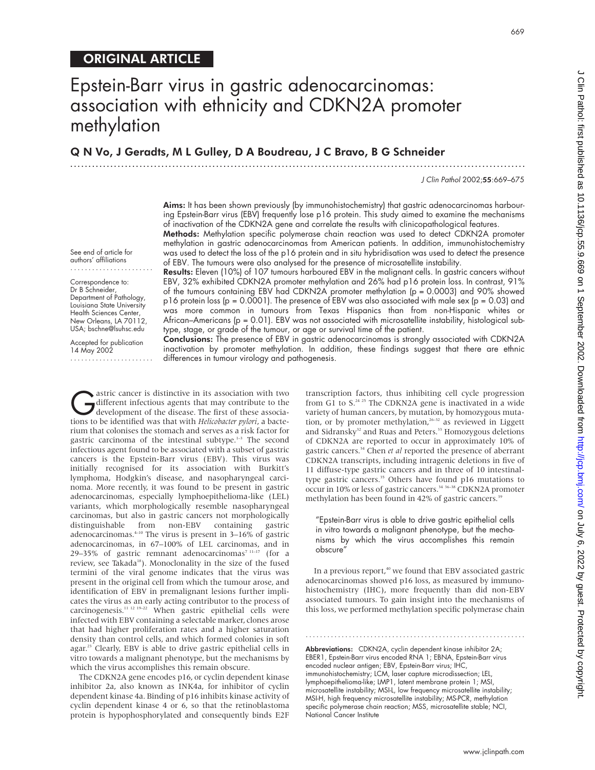ORIGINAL ARTICLE

# Epstein-Barr virus in gastric adenocarcinomas: association with ethnicity and CDKN2A promoter methylation

**Q N Vo, J Geradts, M L Gulley, D A Boudreau, J C Bravo, B G Schneider**

See end of article for authors' affiliations

Correspondence to: Dr B Schneider, Department of Pathology, Louisiana State University Health Sciences Center, New Orleans, LA 70112, USA; bschne@lsuhsc.edu

Accepted for publication 14 May 2002

**Aims:** It has been shown previously (by immunohistochemistry) that gastric adenocarcinomas harbouring Epstein-Barr virus (EBV) frequently lose p16 protein. This study aimed to examine the mechanisms of inactivation of the CDKN2A gene and correlate the results with clinicopathological features.

**Methods:** Methylation specific polymerase chain reaction was used to detect CDKN2A promoter methylation in gastric adenocarcinomas from American patients. In addition, immunohistochemistry was used to detect the loss of the p16 protein and in situ hybridisation was used to detect the presence of EBV. The tumours were also analysed for the presence of microsatellite instability.

**Results:** Eleven (10%) of 107 tumours harboured EBV in the malignant cells. In gastric cancers without EBV, 32% exhibited CDKN2A promoter methylation and 26% had p16 protein loss. In contrast, 91% of the tumours containing EBV had CDKN2A promoter methylation ($p = 0.0003$) and 90% showed p16 protein loss ($p = 0.0001$). The presence of EBV was also associated with male sex ($p = 0.03$) and was more common in tumours from Texas Hispanics than from non-Hispanic whites or African–Americans ($p = 0.01$). EBV was not associated with microsatellite instability, histological subtype, stage, or grade of the tumour, or age or survival time of the patient.

**Conclusions:** The presence of EBV in gastric adenocarcinomas is strongly associated with CDKN2A inactivation by promoter methylation. In addition, these findings suggest that there are ethnic differences in tumour virology and pathogenesis.

Gastric cancer is distinctive in its association with two different infectious agents that may contribute to the development of the disease. The first of these associations to be identified was that with *Helicobacter pylori*, a bacterium that colonises the stomach and serves as a risk factor for gastric carcinoma of the intestinal subtype.[1–3] The second infectious agent found to be associated with a subset of gastric cancers is the Epstein-Barr virus (EBV). This virus was initially recognised for its association with Burkitt's lymphoma, Hodgkin's disease, and nasopharyngeal carcinoma. More recently, it was found to be present in gastric adenocarcinomas, especially lymphoepithelioma-like (LEL) variants, which morphologically resemble nasopharyngeal carcinomas, but also in gastric cancers not morphologically distinguishable from non-EBV containing gastric adenocarcinomas.[4–10] The virus is present in 3–16% of gastric adenocarcinomas, in 67–100% of LEL carcinomas, and in 29–35% of gastric remnant adenocarcinomas[7 11–17] (for a review, see Takada[18]). Monoclonality in the size of the fused termini of the viral genome indicates that the virus was present in the original cell from which the tumour arose, and identification of EBV in premalignant lesions further implicates the virus as an early acting contributor to the process of carcinogenesis.[11 12 19–22] When gastric epithelial cells were infected with EBV containing a selectable marker, clones arose that had higher proliferation rates and a higher saturation density than control cells, and which formed colonies in soft agar.[23] Clearly, EBV is able to drive gastric epithelial cells in vitro towards a malignant phenotype, but the mechanisms by which the virus accomplishes this remain obscure.

The CDKN2A gene encodes p16, or cyclin dependent kinase inhibitor 2a, also known as INK4a, for inhibitor of cyclin dependent kinase 4a. Binding of p16 inhibits kinase activity of cyclin dependent kinase 4 or 6, so that the retinoblastoma protein is hypophosphorylated and consequently binds E2F transcription factors, thus inhibiting cell cycle progression from G1 to S.[24 25] The CDKN2A gene is inactivated in a wide variety of human cancers, by mutation, by homozygous mutation, or by promoter methylation,[26–32] as reviewed in Liggett and Sidransky[32] and Ruas and Peters.[33] Homozygous deletions of CDKN2A are reported to occur in approximately 10% of gastric cancers.[34] Chen *et al* reported the presence of aberrant CDKN2A transcripts, including intragenic deletions in five of 11 diffuse-type gastric cancers and in three of 10 intestinal-type gastric cancers.[35] Others have found p16 mutations to occur in 10% or less of gastric cancers.[34 36–38] CDKN2A promoter methylation has been found in 42% of gastric cancers.[39]

> "Epstein-Barr virus is able to drive gastric epithelial cells in vitro towards a malignant phenotype, but the mechanisms by which the virus accomplishes this remain obscure"

In a previous report,[40] we found that EBV associated gastric adenocarcinomas showed p16 loss, as measured by immunohistochemistry (IHC), more frequently than did non-EBV associated tumours. To gain insight into the mechanisms of this loss, we performed methylation specific polymerase chain

**Abbreviations:** CDKN2A, cyclin dependent kinase inhibitor 2A; EBER1, Epstein-Barr virus encoded RNA 1; EBNA, Epstein-Barr virus encoded nuclear antigen; EBV, Epstein-Barr virus; IHC, immunohistochemistry; LCM, laser capture microdissection; LEL, lymphoepithelioma-like; LMP1, latent membrane protein 1; MSI, microsatellite instability; MSI-L, low frequency microsatellite instability; MSI-H, high frequency microsatellite instability; MS-PCR, methylation specific polymerase chain reaction; MSS, microsatellite stable; NCI, National Cancer Institute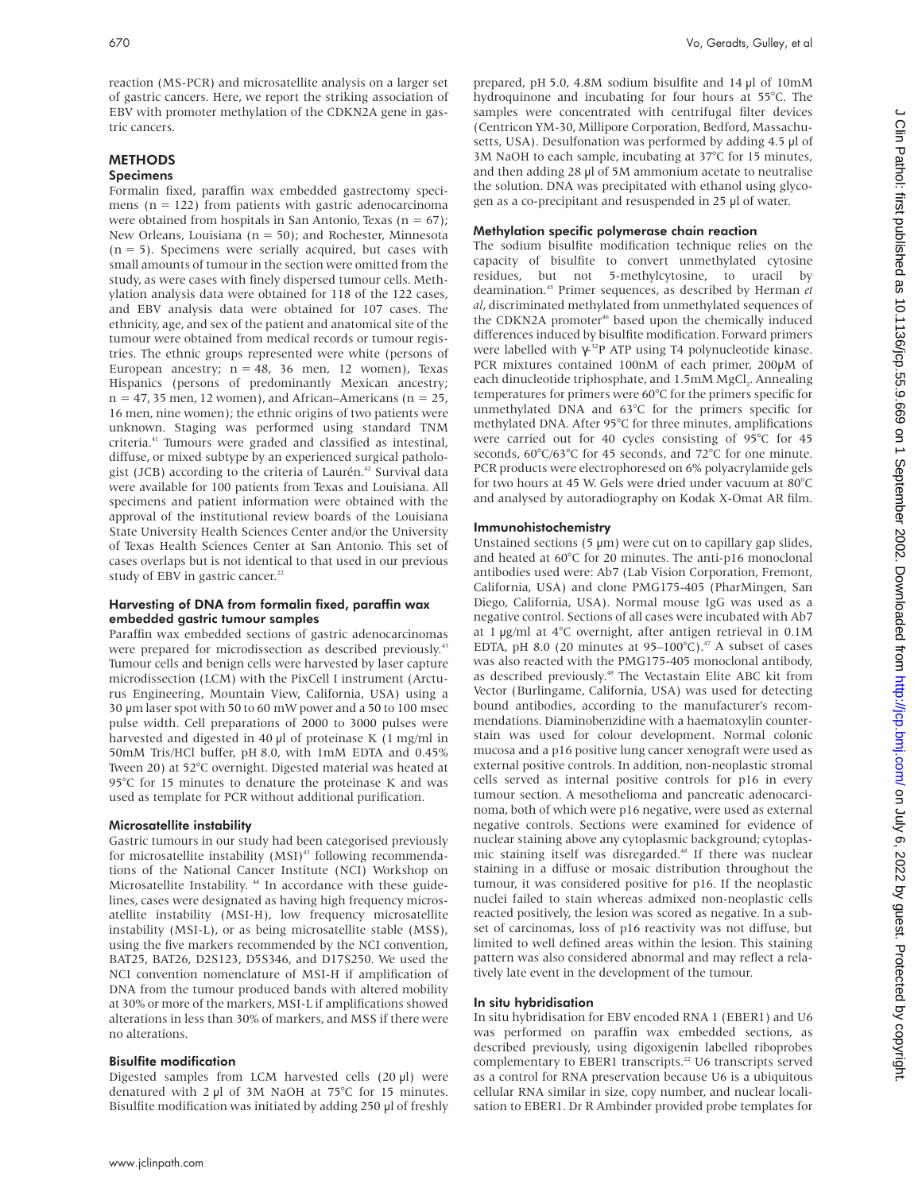reaction (MS-PCR) and microsatellite analysis on a larger set of gastric cancers. Here, we report the striking association of EBV with promoter methylation of the CDKN2A gene in gastric cancers.

## METHODS

### Specimens

Formalin fixed, paraffin wax embedded gastrectomy specimens (n = 122) from patients with gastric adenocarcinoma were obtained from hospitals in San Antonio, Texas (n = 67); New Orleans, Louisiana (n = 50); and Rochester, Minnesota (n = 5). Specimens were serially acquired, but cases with small amounts of tumour in the section were omitted from the study, as were cases with finely dispersed tumour cells. Methylation analysis data were obtained for 118 of the 122 cases, and EBV analysis data were obtained for 107 cases. The ethnicity, age, and sex of the patient and anatomical site of the tumour were obtained from medical records or tumour registries. The ethnic groups represented were white (persons of European ancestry; n = 48, 36 men, 12 women), Texas Hispanics (persons of predominantly Mexican ancestry; n = 47, 35 men, 12 women), and African–Americans (n = 25, 16 men, nine women); the ethnic origins of two patients were unknown. Staging was performed using standard TNM criteria.[41] Tumours were graded and classified as intestinal, diffuse, or mixed subtype by an experienced surgical pathologist (JCB) according to the criteria of Laurén.[42] Survival data were available for 100 patients from Texas and Louisiana. All specimens and patient information were obtained with the approval of the institutional review boards of the Louisiana State University Health Sciences Center and/or the University of Texas Health Sciences Center at San Antonio. This set of cases overlaps but is not identical to that used in our previous study of EBV in gastric cancer.[22]

### Harvesting of DNA from formalin fixed, paraffin wax embedded gastric tumour samples

Paraffin wax embedded sections of gastric adenocarcinomas were prepared for microdissection as described previously.[43] Tumour cells and benign cells were harvested by laser capture microdissection (LCM) with the PixCell I instrument (Arcturus Engineering, Mountain View, California, USA) using a 30 µm laser spot with 50 to 60 mW power and a 50 to 100 msec pulse width. Cell preparations of 2000 to 3000 pulses were harvested and digested in 40 µl of proteinase K (1 mg/ml in 50mM Tris/HCl buffer, pH 8.0, with 1mM EDTA and 0.45% Tween 20) at 52°C overnight. Digested material was heated at 95°C for 15 minutes to denature the proteinase K and was used as template for PCR without additional purification.

### Microsatellite instability

Gastric tumours in our study had been categorised previously for microsatellite instability (MSI)[43] following recommendations of the National Cancer Institute (NCI) Workshop on Microsatellite Instability.[44] In accordance with these guidelines, cases were designated as having high frequency microsatellite instability (MSI-H), low frequency microsatellite instability (MSI-L), or as being microsatellite stable (MSS), using the five markers recommended by the NCI convention, BAT25, BAT26, D2S123, D5S346, and D17S250. We used the NCI convention nomenclature of MSI-H if amplification of DNA from the tumour produced bands with altered mobility at 30% or more of the markers, MSI-L if amplifications showed alterations in less than 30% of markers, and MSS if there were no alterations.

### Bisulfite modification

Digested samples from LCM harvested cells (20 µl) were denatured with 2 µl of 3M NaOH at 75°C for 15 minutes. Bisulfite modification was initiated by adding 250 µl of freshly prepared, pH 5.0, 4.8M sodium bisulfite and 14 µl of 10mM hydroquinone and incubating for four hours at 55°C. The samples were concentrated with centrifugal filter devices (Centricon YM-30, Millipore Corporation, Bedford, Massachusetts, USA). Desulfonation was performed by adding 4.5 µl of 3M NaOH to each sample, incubating at 37°C for 15 minutes, and then adding 28 µl of 5M ammonium acetate to neutralise the solution. DNA was precipitated with ethanol using glycogen as a co-precipitant and resuspended in 25 µl of water.

### Methylation specific polymerase chain reaction

The sodium bisulfite modification technique relies on the capacity of bisulfite to convert unmethylated cytosine residues, but not 5-methylcytosine, to uracil by deamination.[45] Primer sequences, as described by Herman *et al*, discriminated methylated from unmethylated sequences of the CDKN2A promoter[46] based upon the chemically induced differences induced by bisulfite modification. Forward primers were labelled with $\gamma$-$^{32}$P ATP using T4 polynucleotide kinase. PCR mixtures contained 100nM of each primer, 200µM of each dinucleotide triphosphate, and 1.5mM $MgCl_2$. Annealing temperatures for primers were 60°C for the primers specific for unmethylated DNA and 63°C for the primers specific for methylated DNA. After 95°C for three minutes, amplifications were carried out for 40 cycles consisting of 95°C for 45 seconds, 60°C/63°C for 45 seconds, and 72°C for one minute. PCR products were electrophoresed on 6% polyacrylamide gels for two hours at 45 W. Gels were dried under vacuum at 80°C and analysed by autoradiography on Kodak X-Omat AR film.

### Immunohistochemistry

Unstained sections (5 µm) were cut on to capillary gap slides, and heated at 60°C for 20 minutes. The anti-p16 monoclonal antibodies used were: Ab7 (Lab Vision Corporation, Fremont, California, USA) and clone PMG175-405 (PharMingen, San Diego, California, USA). Normal mouse IgG was used as a negative control. Sections of all cases were incubated with Ab7 at 1 µg/ml at 4°C overnight, after antigen retrieval in 0.1M EDTA, pH 8.0 (20 minutes at 95–100°C).[47] A subset of cases was also reacted with the PMG175-405 monoclonal antibody, as described previously.[48] The Vectastain Elite ABC kit from Vector (Burlingame, California, USA) was used for detecting bound antibodies, according to the manufacturer's recommendations. Diaminobenzidine with a haematoxylin counterstain was used for colour development. Normal colonic mucosa and a p16 positive lung cancer xenograft were used as external positive controls. In addition, non-neoplastic stromal cells served as internal positive controls for p16 in every tumour section. A mesothelioma and pancreatic adenocarcinoma, both of which were p16 negative, were used as external negative controls. Sections were examined for evidence of nuclear staining above any cytoplasmic background; cytoplasmic staining itself was disregarded.[48] If there was nuclear staining in a diffuse or mosaic distribution throughout the tumour, it was considered positive for p16. If the neoplastic nuclei failed to stain whereas admixed non-neoplastic cells reacted positively, the lesion was scored as negative. In a subset of carcinomas, loss of p16 reactivity was not diffuse, but limited to well defined areas within the lesion. This staining pattern was also considered abnormal and may reflect a relatively late event in the development of the tumour.

### In situ hybridisation

In situ hybridisation for EBV encoded RNA 1 (EBER1) and U6 was performed on paraffin wax embedded sections, as described previously, using digoxigenin labelled riboprobes complementary to EBER1 transcripts.[22] U6 transcripts served as a control for RNA preservation because U6 is a ubiquitous cellular RNA similar in size, copy number, and nuclear localisation to EBER1. Dr R Ambinder provided probe templates for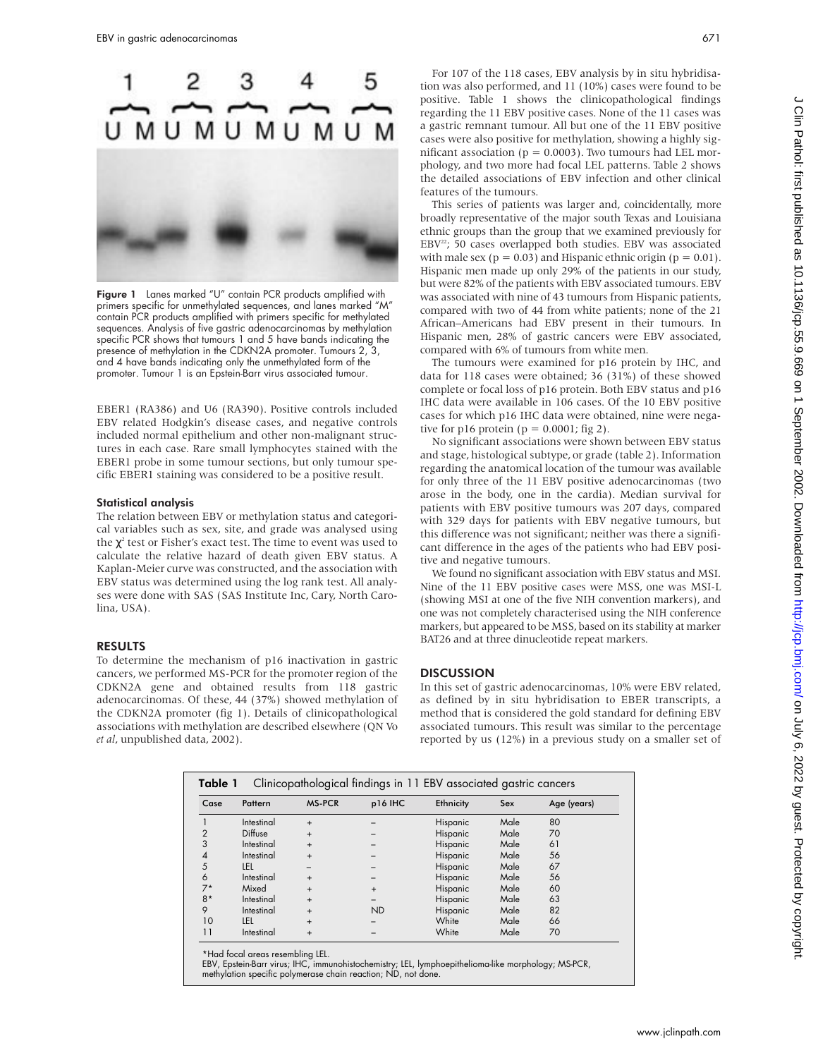Figure 1 Lanes marked "U" contain PCR products amplified with primers specific for unmethylated sequences, and lanes marked "M" contain PCR products amplified with primers specific for methylated sequences. Analysis of five gastric adenocarcinomas by methylation specific PCR shows that tumours 1 and 5 have bands indicating the presence of methylation in the CDKN2A promoter. Tumours 2, 3, and 4 have bands indicating only the unmethylated form of the promoter. Tumour 1 is an Epstein-Barr virus associated tumour.

EBER1 (RA386) and U6 (RA390). Positive controls included EBV related Hodgkin's disease cases, and negative controls included normal epithelium and other non-malignant structures in each case. Rare small lymphocytes stained with the EBER1 probe in some tumour sections, but only tumour specific EBER1 staining was considered to be a positive result.

### Statistical analysis

The relation between EBV or methylation status and categorical variables such as sex, site, and grade was analysed using the $\chi^2$ test or Fisher's exact test. The time to event was used to calculate the relative hazard of death given EBV status. A Kaplan-Meier curve was constructed, and the association with EBV status was determined using the log rank test. All analyses were done with SAS (SAS Institute Inc, Cary, North Carolina, USA).

## RESULTS

To determine the mechanism of p16 inactivation in gastric cancers, we performed MS-PCR for the promoter region of the CDKN2A gene and obtained results from 118 gastric adenocarcinomas. Of these, 44 (37%) showed methylation of the CDKN2A promoter (fig 1). Details of clinicopathological associations with methylation are described elsewhere (QN Vo *et al*, unpublished data, 2002).

For 107 of the 118 cases, EBV analysis by in situ hybridisation was also performed, and 11 (10%) cases were found to be positive. Table 1 shows the clinicopathological findings regarding the 11 EBV positive cases. None of the 11 cases was a gastric remnant tumour. All but one of the 11 EBV positive cases were also positive for methylation, showing a highly significant association ($p = 0.0003$). Two tumours had LEL morphology, and two more had focal LEL patterns. Table 2 shows the detailed associations of EBV infection and other clinical features of the tumours.

This series of patients was larger and, coincidentally, more broadly representative of the major south Texas and Louisiana ethnic groups than the group that we examined previously for EBV[22]; 50 cases overlapped both studies. EBV was associated with male sex ($p = 0.03$) and Hispanic ethnic origin ($p = 0.01$). Hispanic men made up only 29% of the patients in our study, but were 82% of the patients with EBV associated tumours. EBV was associated with nine of 43 tumours from Hispanic patients, compared with two of 44 from white patients; none of the 21 African–Americans had EBV present in their tumours. In Hispanic men, 28% of gastric cancers were EBV associated, compared with 6% of tumours from white men.

The tumours were examined for p16 protein by IHC, and data for 118 cases were obtained; 36 (31%) of these showed complete or focal loss of p16 protein. Both EBV status and p16 IHC data were available in 106 cases. Of the 10 EBV positive cases for which p16 IHC data were obtained, nine were negative for p16 protein ($p = 0.0001$; fig 2).

No significant associations were shown between EBV status and stage, histological subtype, or grade (table 2). Information regarding the anatomical location of the tumour was available for only three of the 11 EBV positive adenocarcinomas (two arose in the body, one in the cardia). Median survival for patients with EBV positive tumours was 207 days, compared with 329 days for patients with EBV negative tumours, but this difference was not significant; neither was there a significant difference in the ages of the patients who had EBV positive and negative tumours.

We found no significant association with EBV status and MSI. Nine of the 11 EBV positive cases were MSS, one was MSI-L (showing MSI at one of the five NIH convention markers), and one was not completely characterised using the NIH conference markers, but appeared to be MSS, based on its stability at marker BAT26 and at three dinucleotide repeat markers.

## DISCUSSION

In this set of gastric adenocarcinomas, 10% were EBV related, as defined by in situ hybridisation to EBER transcripts, a method that is considered the gold standard for defining EBV associated tumours. This result was similar to the percentage reported by us (12%) in a previous study on a smaller set of

**Table 1** Clinicopathological findings in 11 EBV associated gastric cancers

| Case | Pattern | MS-PCR | p16 IHC | Ethnicity | Sex | Age (years) |
|---|---|---|---|---|---|---|
| 1 | Intestinal | + | – | Hispanic | Male | 80 |
| 2 | Diffuse | + | – | Hispanic | Male | 70 |
| 3 | Intestinal | + | – | Hispanic | Male | 61 |
| 4 | Intestinal | + | – | Hispanic | Male | 56 |
| 5 | LEL | – | – | Hispanic | Male | 67 |
| 6 | Intestinal | + | – | Hispanic | Male | 56 |
| 7* | Mixed | + | + | Hispanic | Male | 60 |
| 8* | Intestinal | + | – | Hispanic | Male | 63 |
| 9 | Intestinal | + | ND | Hispanic | Male | 82 |
| 10 | LEL | + | – | White | Male | 66 |
| 11 | Intestinal | + | – | White | Male | 70 |

*Had focal areas resembling LEL.
EBV, Epstein-Barr virus; IHC, immunohistochemistry; LEL, lymphoepithelioma-like morphology; MS-PCR, methylation specific polymerase chain reaction; ND, not done.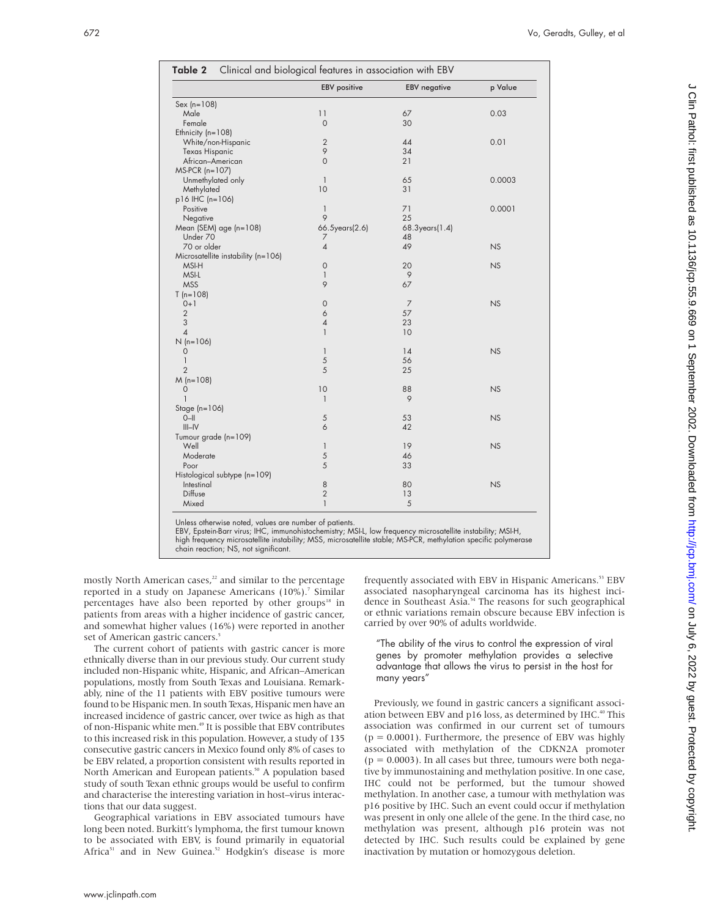**Table 2** Clinical and biological features in association with EBV

| | EBV positive | EBV negative | p Value |
|---|---|---|---|
| Sex (n=108) | | | |
| Male | 11 | 67 | 0.03 |
| Female | 0 | 30 | |
| Ethnicity (n=108) | | | |
| White/non-Hispanic | 2 | 44 | 0.01 |
| Texas Hispanic | 9 | 34 | |
| African–American | 0 | 21 | |
| MS-PCR (n=107) | | | |
| Unmethylated only | 1 | 65 | 0.0003 |
| Methylated | 10 | 31 | |
| p16 IHC (n=106) | | | |
| Positive | 1 | 71 | 0.0001 |
| Negative | 9 | 25 | |
| Mean (SEM) age (n=108) | 66.5years(2.6) | 68.3years(1.4) | |
| Under 70 | 7 | 48 | |
| 70 or older | 4 | 49 | NS |
| Microsatellite instability (n=106) | | | |
| MSI-H | 0 | 20 | NS |
| MSI-L | 1 | 9 | |
| MSS | 9 | 67 | |
| T (n=108) | | | |
| 0+1 | 0 | 7 | NS |
| 2 | 6 | 57 | |
| 3 | 4 | 23 | |
| 4 | 1 | 10 | |
| N (n=106) | | | |
| 0 | 1 | 14 | NS |
| 1 | 5 | 56 | |
| 2 | 5 | 25 | |
| M (n=108) | | | |
| 0 | 10 | 88 | NS |
| 1 | 1 | 9 | |
| Stage (n=106) | | | |
| 0–II | 5 | 53 | NS |
| III–IV | 6 | 42 | |
| Tumour grade (n=109) | | | |
| Well | 1 | 19 | NS |
| Moderate | 5 | 46 | |
| Poor | 5 | 33 | |
| Histological subtype (n=109) | | | |
| Intestinal | 8 | 80 | NS |
| Diffuse | 2 | 13 | |
| Mixed | 1 | 5 | |

Unless otherwise noted, values are number of patients.
EBV, Epstein-Barr virus; IHC, immunohistochemistry; MSI-L, low frequency microsatellite instability; MSI-H, high frequency microsatellite instability; MSS, microsatellite stable; MS-PCR, methylation specific polymerase chain reaction; NS, not significant.

mostly North American cases,[22] and similar to the percentage reported in a study on Japanese Americans (10%).[7] Similar percentages have also been reported by other groups[18] in patients from areas with a higher incidence of gastric cancer, and somewhat higher values (16%) were reported in another set of American gastric cancers.[5]

The current cohort of patients with gastric cancer is more ethnically diverse than in our previous study. Our current study included non-Hispanic white, Hispanic, and African–American populations, mostly from South Texas and Louisiana. Remarkably, nine of the 11 patients with EBV positive tumours were found to be Hispanic men. In south Texas, Hispanic men have an increased incidence of gastric cancer, over twice as high as that of non-Hispanic white men.[49] It is possible that EBV contributes to this increased risk in this population. However, a study of 135 consecutive gastric cancers in Mexico found only 8% of cases to be EBV related, a proportion consistent with results reported in North American and European patients.[50] A population based study of south Texan ethnic groups would be useful to confirm and characterise the interesting variation in host–virus interactions that our data suggest.

Geographical variations in EBV associated tumours have long been noted. Burkitt's lymphoma, the first tumour known to be associated with EBV, is found primarily in equatorial Africa[51] and in New Guinea.[52] Hodgkin's disease is more frequently associated with EBV in Hispanic Americans.[53] EBV associated nasopharyngeal carcinoma has its highest incidence in Southeast Asia.[54] The reasons for such geographical or ethnic variations remain obscure because EBV infection is carried by over 90% of adults worldwide.

> "The ability of the virus to control the expression of viral genes by promoter methylation provides a selective advantage that allows the virus to persist in the host for many years"

Previously, we found in gastric cancers a significant association between EBV and p16 loss, as determined by IHC.[40] This association was confirmed in our current set of tumours ($p = 0.0001$). Furthermore, the presence of EBV was highly associated with methylation of the CDKN2A promoter ($p = 0.0003$). In all cases but three, tumours were both negative by immunostaining and methylation positive. In one case, IHC could not be performed, but the tumour showed methylation. In another case, a tumour with methylation was p16 positive by IHC. Such an event could occur if methylation was present in only one allele of the gene. In the third case, no methylation was present, although p16 protein was not detected by IHC. Such results could be explained by gene inactivation by mutation or homozygous deletion.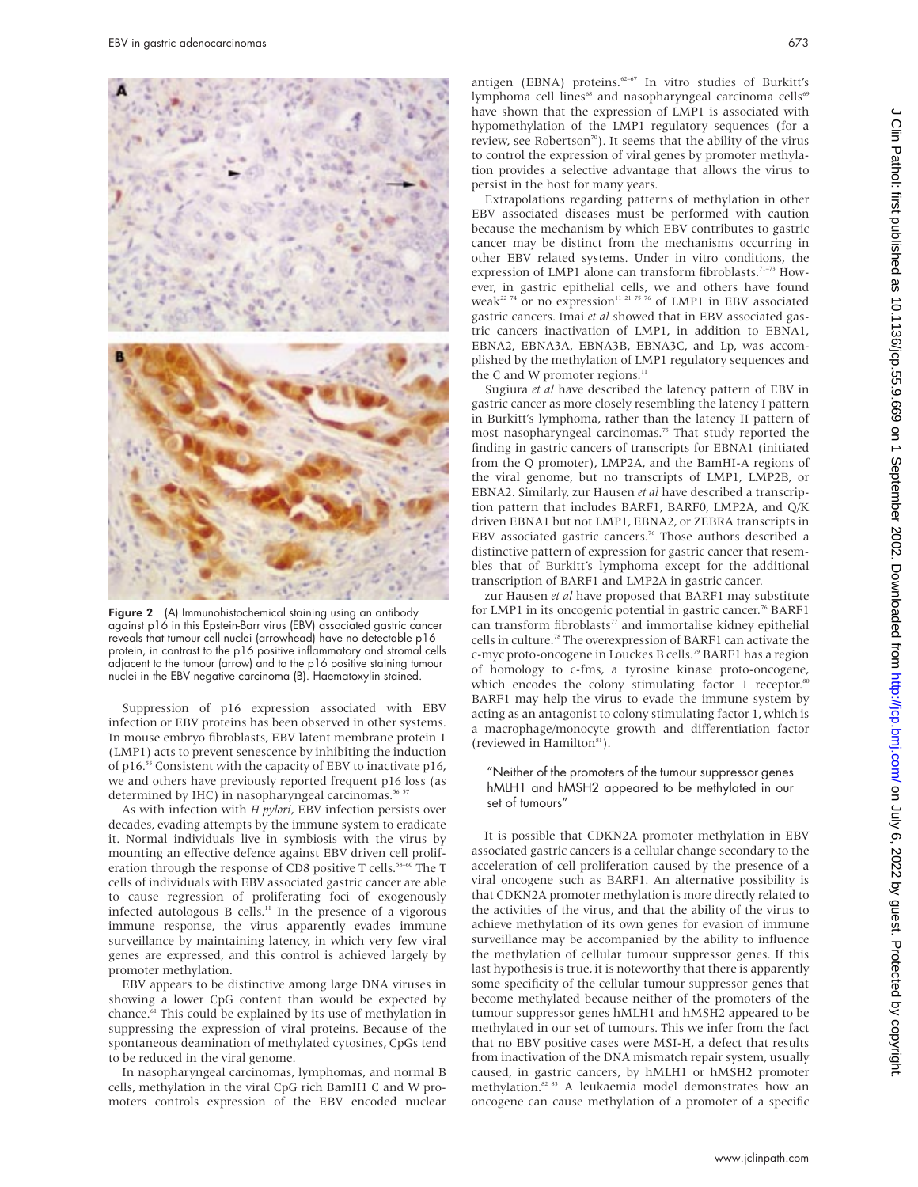Figure 2 (A) Immunohistochemical staining using an antibody against p16 in this Epstein-Barr virus (EBV) associated gastric cancer reveals that tumour cell nuclei (arrowhead) have no detectable p16 protein, in contrast to the p16 positive inflammatory and stromal cells adjacent to the tumour (arrow) and to the p16 positive staining tumour nuclei in the EBV negative carcinoma (B). Haematoxylin stained.

Suppression of p16 expression associated with EBV infection or EBV proteins has been observed in other systems. In mouse embryo fibroblasts, EBV latent membrane protein 1 (LMP1) acts to prevent senescence by inhibiting the induction of p16.[55] Consistent with the capacity of EBV to inactivate p16, we and others have previously reported frequent p16 loss (as determined by IHC) in nasopharyngeal carcinomas.[56 57]

As with infection with *H pylori*, EBV infection persists over decades, evading attempts by the immune system to eradicate it. Normal individuals live in symbiosis with the virus by mounting an effective defence against EBV driven cell proliferation through the response of CD8 positive T cells.[58–60] The T cells of individuals with EBV associated gastric cancer are able to cause regression of proliferating foci of exogenously infected autologous B cells.[11] In the presence of a vigorous immune response, the virus apparently evades immune surveillance by maintaining latency, in which very few viral genes are expressed, and this control is achieved largely by promoter methylation.

EBV appears to be distinctive among large DNA viruses in showing a lower CpG content than would be expected by chance.[61] This could be explained by its use of methylation in suppressing the expression of viral proteins. Because of the spontaneous deamination of methylated cytosines, CpGs tend to be reduced in the viral genome.

In nasopharyngeal carcinomas, lymphomas, and normal B cells, methylation in the viral CpG rich BamH1 C and W promoters controls expression of the EBV encoded nuclear antigen (EBNA) proteins.[62–67] In vitro studies of Burkitt's lymphoma cell lines[68] and nasopharyngeal carcinoma cells[69] have shown that the expression of LMP1 is associated with hypomethylation of the LMP1 regulatory sequences (for a review, see Robertson[70]). It seems that the ability of the virus to control the expression of viral genes by promoter methylation provides a selective advantage that allows the virus to persist in the host for many years.

Extrapolations regarding patterns of methylation in other EBV associated diseases must be performed with caution because the mechanism by which EBV contributes to gastric cancer may be distinct from the mechanisms occurring in other EBV related systems. Under in vitro conditions, the expression of LMP1 alone can transform fibroblasts.[71–73] However, in gastric epithelial cells, we and others have found weak[22 74] or no expression[11 21 75 76] of LMP1 in EBV associated gastric cancers. Imai *et al* showed that in EBV associated gastric cancers inactivation of LMP1, in addition to EBNA1, EBNA2, EBNA3A, EBNA3B, EBNA3C, and Lp, was accomplished by the methylation of LMP1 regulatory sequences and the C and W promoter regions.[11]

Sugiura *et al* have described the latency pattern of EBV in gastric cancer as more closely resembling the latency I pattern in Burkitt's lymphoma, rather than the latency II pattern of most nasopharyngeal carcinomas.[75] That study reported the finding in gastric cancers of transcripts for EBNA1 (initiated from the Q promoter), LMP2A, and the BamHI-A regions of the viral genome, but no transcripts of LMP1, LMP2B, or EBNA2. Similarly, zur Hausen *et al* have described a transcription pattern that includes BARF1, BARF0, LMP2A, and Q/K driven EBNA1 but not LMP1, EBNA2, or ZEBRA transcripts in EBV associated gastric cancers.[76] Those authors described a distinctive pattern of expression for gastric cancer that resembles that of Burkitt's lymphoma except for the additional transcription of BARF1 and LMP2A in gastric cancer.

zur Hausen *et al* have proposed that BARF1 may substitute for LMP1 in its oncogenic potential in gastric cancer.[76] BARF1 can transform fibroblasts[77] and immortalise kidney epithelial cells in culture.[78] The overexpression of BARF1 can activate the c-myc proto-oncogene in Louckes B cells.[79] BARF1 has a region of homology to c-fms, a tyrosine kinase proto-oncogene, which encodes the colony stimulating factor 1 receptor.[80] BARF1 may help the virus to evade the immune system by acting as an antagonist to colony stimulating factor 1, which is a macrophage/monocyte growth and differentiation factor (reviewed in Hamilton[81]).

> "Neither of the promoters of the tumour suppressor genes hMLH1 and hMSH2 appeared to be methylated in our set of tumours"

It is possible that CDKN2A promoter methylation in EBV associated gastric cancers is a cellular change secondary to the acceleration of cell proliferation caused by the presence of a viral oncogene such as BARF1. An alternative possibility is that CDKN2A promoter methylation is more directly related to the activities of the virus, and that the ability of the virus to achieve methylation of its own genes for evasion of immune surveillance may be accompanied by the ability to influence the methylation of cellular tumour suppressor genes. If this last hypothesis is true, it is noteworthy that there is apparently some specificity of the cellular tumour suppressor genes that become methylated because neither of the promoters of the tumour suppressor genes hMLH1 and hMSH2 appeared to be methylated in our set of tumours. This we infer from the fact that no EBV positive cases were MSI-H, a defect that results from inactivation of the DNA mismatch repair system, usually caused, in gastric cancers, by hMLH1 or hMSH2 promoter methylation.[82 83] A leukaemia model demonstrates how an oncogene can cause methylation of a promoter of a specific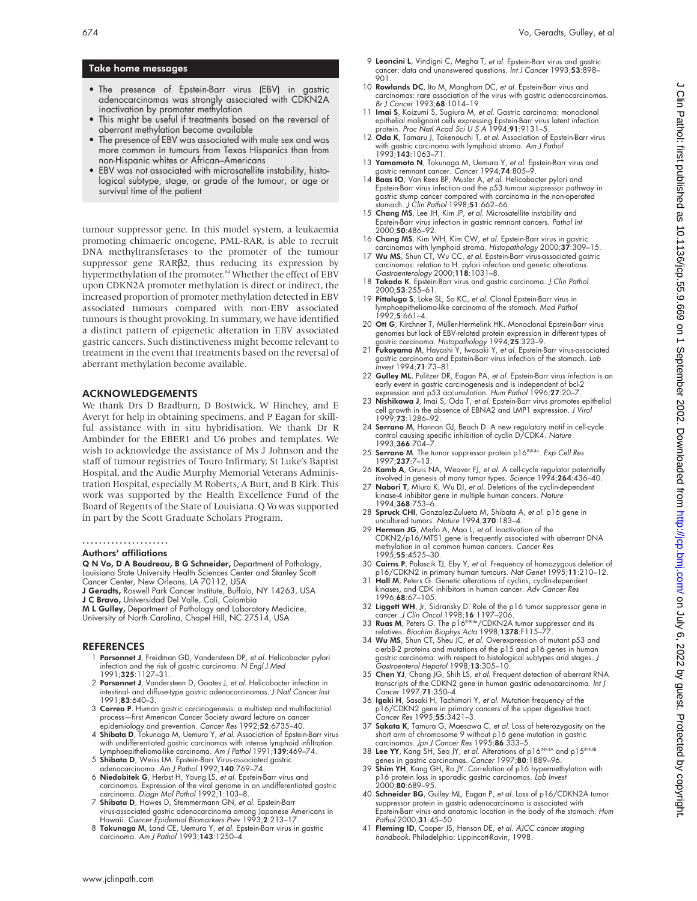## Take home messages

- The presence of Epstein-Barr virus (EBV) in gastric adenocarcinomas was strongly associated with CDKN2A inactivation by promoter methylation
- This might be useful if treatments based on the reversal of aberrant methylation become available
- The presence of EBV was associated with male sex and was more common in tumours from Texas Hispanics than from non-Hispanic whites or African–Americans
- EBV was not associated with microsatellite instability, histological subtype, stage, or grade of the tumour, or age or survival time of the patient

tumour suppressor gene. In this model system, a leukaemia promoting chimaeric oncogene, PML-RAR, is able to recruit DNA methyltransferases to the promoter of the tumour suppressor gene RARβ2, thus reducing its expression by hypermethylation of the promoter.[84] Whether the effect of EBV upon CDKN2A promoter methylation is direct or indirect, the increased proportion of promoter methylation detected in EBV associated tumours compared with non-EBV associated tumours is thought provoking. In summary, we have identified a distinct pattern of epigenetic alteration in EBV associated gastric cancers. Such distinctiveness might become relevant to treatment in the event that treatments based on the reversal of aberrant methylation become available.

## ACKNOWLEDGEMENTS

We thank Drs D Bradburn, D Bostwick, W Hinchey, and E Averyt for help in obtaining specimens, and P Eagan for skillful assistance with in situ hybridisation. We thank Dr R Ambinder for the EBER1 and U6 probes and templates. We wish to acknowledge the assistance of Ms J Johnson and the staff of tumour registries of Touro Infirmary, St Luke's Baptist Hospital, and the Audie Murphy Memorial Veterans Administration Hospital, especially M Roberts, A Burt, and B Kirk. This work was supported by the Health Excellence Fund of the Board of Regents of the State of Louisiana. Q Vo was supported in part by the Scott Graduate Scholars Program.

### Authors' affiliations

**Q N Vo, D A Boudreau, B G Schneider,** Department of Pathology, Louisiana State University Health Sciences Center and Stanley Scott Cancer Center, New Orleans, LA 70112, USA
**J Geradts,** Roswell Park Cancer Institute, Buffalo, NY 14263, USA
**J C Bravo,** Universidad Del Valle, Cali, Colombia
**M L Gulley,** Department of Pathology and Laboratory Medicine, University of North Carolina, Chapel Hill, NC 27514, USA

## REFERENCES

1. **Parsonnet J**, Freidman GD, Vandersteen DP, *et al*. Helicobacter pylori infection and the risk of gastric carcinoma. *N Engl J Med* 1991;**325**:1127–31.
2. **Parsonnet J**, Vandersteen D, Goates J, *et al*. Helicobacter infection in intestinal- and diffuse-type gastric adenocarcinomas. *J Natl Cancer Inst* 1991;**83**:640–3.
3. **Correa P**. Human gastric carcinogenesis: a multistep and multifactorial process—first American Cancer Society award lecture on cancer epidemiology and prevention. *Cancer Res* 1992;**52**:6735–40.
4. **Shibata D**, Tokunaga M, Uemura Y, *et al*. Association of Epstein-Barr virus with undifferentiated gastric carcinomas with intense lymphoid infiltration. Lymphoepithelioma-like carcinoma. *Am J Pathol* 1991;**139**:469–74.
5. **Shibata D**, Weiss LM. Epstein-Barr Virus-associated gastric adenocarcinoma. *Am J Pathol* 1992;**140**:769–74.
6. **Niedobitek G**, Herbst H, Young LS, *et al*. Epstein-Barr virus and carcinomas. Expression of the viral genome in an undifferentiated gastric carcinoma. *Diagn Mol Pathol* 1992;**1**:103–8.
7. **Shibata D**, Hawes D, Stemmermann GN, *et al*. Epstein-Barr virus-associated gastric adenocarcinoma among Japanese Americans in Hawaii. *Cancer Epidemiol Biomarkers Prev* 1993;**2**:213–17.
8. **Tokunaga M**, Land CE, Uemura Y, *et al*. Epstein-Barr virus in gastric carcinoma. *Am J Pathol* 1993;**143**:1250–4.
9. **Leoncini L**, Vindigni C, Megha T, *et al*. Epstein-Barr virus and gastric cancer: data and unanswered questions. *Int J Cancer* 1993;**53**:898–901.
10. **Rowlands DC**, Ito M, Mangham DC, *et al*. Epstein-Barr virus and carcinomas: rare association of the virus with gastric adenocarcinomas. *Br J Cancer* 1993;**68**:1014–19.
11. **Imai S**, Koizumi S, Sugiura M, *et al*. Gastric carcinoma: monoclonal epithelial malignant cells expressing Epstein-Barr virus latent infection protein. *Proc Natl Acad Sci U S A* 1994;**91**:9131–5.
12. **Oda K**, Tamaru J, Takenouchi T, *et al*. Association of Epstein-Barr virus with gastric carcinoma with lymphoid stroma. *Am J Pathol* 1993;**143**:1063–71.
13. **Yamamoto N**, Tokunaga M, Uemura Y, *et al*. Epstein-Barr virus and gastric remnant cancer. *Cancer* 1994;**74**:805–9.
14. **Baas IO**, Van Rees BP, Musler A, *et al*. Helicobacter pylori and Epstein-Barr virus infection and the p53 tumour suppressor pathway in gastric stump cancer compared with carcinoma in the non-operated stomach. *J Clin Pathol* 1998;**51**:662–66.
15. **Chang MS**, Lee JH, Kim JP, *et al*. Microsatellite instability and Epstein-Barr virus infection in gastric remnant cancers. *Pathol Int* 2000;**50**:486–92.
16. **Chang MS**, Kim WH, Kim CW, *et al*. Epstein-Barr virus in gastric carcinomas with lymphoid stroma. *Histopathology* 2000;**37**:309–15.
17. **Wu MS**, Shun CT, Wu CC, *et al*. Epstein-Barr virus-associated gastric carcinomas: relation to H. pylori infection and genetic alterations. *Gastroenterology* 2000;**118**:1031–8.
18. **Takada K**. Epstein-Barr virus and gastric carcinoma. *J Clin Pathol* 2000;**53**:255–61.
19. **Pittaluga S**, Loke SL, So KC, *et al*. Clonal Epstein-Barr virus in lymphoepithelioma-like carcinoma of the stomach. *Mod Pathol* 1992;**5**:661–4.
20. **Ott G**, Kirchner T, Müller-Hermelink HK. Monoclonal Epstein-Barr virus genomes but lack of EBV-related protein expression in different types of gastric carcinoma. *Histopathology* 1994;**25**:323–9.
21. **Fukayama M**, Hayashi Y, Iwasaki Y, *et al*. Epstein-Barr virus-associated gastric carcinoma and Epstein-Barr virus infection of the stomach. *Lab Invest* 1994;**71**:73–81.
22. **Gulley ML**, Pulitzer DR, Eagan PA, *et al*. Epstein-Barr virus infection is an early event in gastric carcinogenesis and is independent of bcl-2 expression and p53 accumulation. *Hum Pathol* 1996;**27**:20–7.
23. **Nishikawa J**, Imai S, Oda T, *et al*. Epstein-Barr virus promotes epithelial cell growth in the absence of EBNA2 and LMP1 expression. *J Virol* 1999;**73**:1286–92.
24. **Serrano M**, Hannon GJ, Beach D. A new regulatory motif in cell-cycle control causing specific inhibition of cyclin D/CDK4. *Nature* 1993;**366**:704–7.
25. **Serrano M**. The tumor suppressor protein p16[INK4a]. *Exp Cell Res* 1997;**237**:7–13.
26. **Kamb A**, Gruis NA, Weaver FJ, *et al*. A cell-cycle regulator potentially involved in genesis of many tumor types. *Science* 1994;**264**:436–40.
27. **Nobori T**, Miura K, Wu DJ, *et al*. Deletions of the cyclin-dependent kinase-4 inhibitor gene in multiple human cancers. *Nature* 1994;**368**:753–6.
28. **Spruck CHI**, Gonzalez-Zulueta M, Shibata A, *et al*. p16 gene in uncultured tumors. *Nature* 1994;**370**:183–4.
29. **Herman JG**, Merlo A, Mao L, *et al*. Inactivation of the CDKN2/p16/MTS1 gene is frequently associated with aberrant DNA methylation in all common human cancers. *Cancer Res* 1995;**55**:4525–30.
30. **Cairns P**, Polascik TJ, Eby Y, *et al*. Frequency of homozygous deletion of p16/CDKN2 in primary human tumours. *Nat Genet* 1995;**11**:210–12.
31. **Hall M**, Peters G. Genetic alterations of cyclins, cyclin-dependent kinases, and CDK inhibitors in human cancer. *Adv Cancer Res* 1996;**68**:67–105.
32. **Liggett WH**, Jr, Sidransky D. Role of the p16 tumor suppressor gene in cancer. *J Clin Oncol* 1998;**16**:1197–206.
33. **Ruas M**, Peters G. The p16[INK4a]/CDKN2A tumor suppressor and its relatives. *Biochim Biophys Acta* 1998;**1378**:F115–77.
34. **Wu MS**, Shun CT, Sheu JC, *et al*. Overexpression of mutant p53 and c-erbB-2 proteins and mutations of the p15 and p16 genes in human gastric carcinoma: with respect to histological subtypes and stages. *J Gastroenterol Hepatol* 1998;**13**:305–10.
35. **Chen YJ**, Chang JG, Shih LS, *et al*. Frequent detection of aberrant RNA transcripts of the CDKN2 gene in human gastric adenocarcinoma. *Int J Cancer* 1997;**71**:350–4.
36. **Igaki H**, Sasaki H, Tachimori Y, *et al*. Mutation frequency of the p16/CDKN2 gene in primary cancers of the upper digestive tract. *Cancer Res* 1995;**55**:3421–3.
37. **Sakata K**, Tamura G, Maesawa C, *et al*. Loss of heterozygosity on the short arm of chromosome 9 without p16 gene mutation in gastric carcinomas. *Jpn J Cancer Res* 1995;**86**:333–5.
38. **Lee YY**, Kang SH, Seo JY, *et al*. Alterations of p16[INK4A] and p15[INK4B] genes in gastric carcinomas. *Cancer* 1997;**80**:1889–96.
39. **Shim YH**, Kang GH, Ro JY. Correlation of p16 hypermethylation with p16 protein loss in sporadic gastric carcinomas. *Lab Invest* 2000;**80**:689–95.
40. **Schneider BG**, Gulley ML, Eagan P, *et al*. Loss of p16/CDKN2A tumor suppressor protein in gastric adenocarcinoma is associated with Epstein-Barr virus and anatomic location in the body of the stomach. *Hum Pathol* 2000;**31**:45–50.
41. **Fleming ID**, Cooper JS, Henson DE, *et al*. *AJCC cancer staging handbook*. Philadelphia: Lippincott-Ravin, 1998.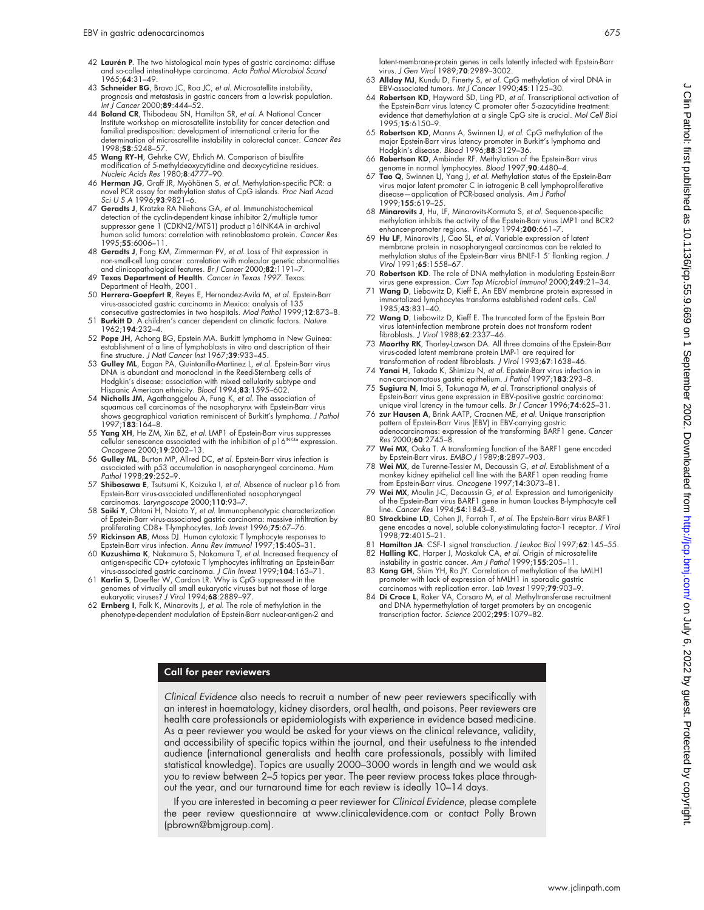42 **Laurén P**. The two histological main types of gastric carcinoma: diffuse and so-called intestinal-type carcinoma. *Acta Pathol Microbiol Scand* 1965;**64**:31–49.

43 **Schneider BG**, Bravo JC, Roa JC, *et al.* Microsatellite instability, prognosis and metastasis in gastric cancers from a low-risk population. *Int J Cancer* 2000;**89**:444–52.

44 **Boland CR**, Thibodeau SN, Hamilton SR, *et al.* A National Cancer Institute workshop on microsatellite instability for cancer detection and familial predisposition: development of international criteria for the determination of microsatellite instability in colorectal cancer. *Cancer Res* 1998;**58**:5248–57.

45 **Wang RY-H**, Gehrke CW, Ehrlich M. Comparison of bisulfite modification of 5-methyldeoxycytidine and deoxycytidine residues. *Nucleic Acids Res* 1980;**8**:4777–90.

46 **Herman JG**, Graff JR, Myöhänen S, *et al.* Methylation-specific PCR: a novel PCR assay for methylation status of CpG islands. *Proc Natl Acad Sci U S A* 1996;**93**:9821–6.

47 **Geradts J**, Kratzke RA Niehans GA, *et al.* Immunohistochemical detection of the cyclin-dependent kinase inhibitor 2/multiple tumor suppressor gene 1 (CDKN2/MTS1) product p16INK4A in archival human solid tumors: correlation with retinoblastoma protein. *Cancer Res* 1995;**55**:6006–11.

48 **Geradts J**, Fong KM, Zimmerman PV, *et al.* Loss of Fhit expression in non-small-cell lung cancer: correlation with molecular genetic abnormalities and clinicopathological features. *Br J Cancer* 2000;**82**:1191–7.

49 **Texas Department of Health**. *Cancer in Texas 1997*. Texas: Department of Health, 2001.

50 **Herrera-Goepfert R**, Reyes E, Hernandez-Avila M, *et al.* Epstein-Barr virus-associated gastric carcinoma in Mexico: analysis of 135 consecutive gastrectomies in two hospitals. *Mod Pathol* 1999;**12**:873–8.

51 **Burkitt D**. A children's cancer dependent on climatic factors. *Nature* 1962;**194**:232–4.

52 **Pope JH**, Achong BG, Epstein MA. Burkitt lymphoma in New Guinea: establishment of a line of lymphoblasts in vitro and description of their fine structure. *J Natl Cancer Inst* 1967;**39**:933–45.

53 **Gulley ML**, Eagan PA, Quintanilla-Martinez L, *et al.* Epstein-Barr virus DNA is abundant and monoclonal in the Reed-Sternberg cells of Hodgkin's disease: association with mixed cellularity subtype and Hispanic American ethnicity. *Blood* 1994;**83**:1595–602.

54 **Nicholls JM**, Agathanggelou A, Fung K, *et al.* The association of squamous cell carcinomas of the nasopharynx with Epstein-Barr virus shows geographical variation reminiscent of Burkitt's lymphoma. *J Pathol* 1997;**183**:164–8.

55 **Yang XH**, He ZM, Xin BZ, *et al.* LMP1 of Epstein-Barr virus suppresses cellular senescence associated with the inhibition of p16$^{INK4a}$ expression. *Oncogene* 2000;**19**:2002–13.

56 **Gulley ML**, Burton MP, Allred DC, *et al.* Epstein-Barr virus infection is associated with p53 accumulation in nasopharyngeal carcinoma. *Hum Pathol* 1998;**29**:252–9.

57 **Shibosawa E**, Tsutsumi K, Koizuka I, *et al.* Absence of nuclear p16 from Epstein-Barr virus-associated undifferentiated nasopharyngeal carcinomas. *Laryngoscope* 2000;**110**:93–7.

58 **Saiki Y**, Ohtani H, Naiato Y, *et al.* Immunophenotypic characterization of Epstein-Barr virus-associated gastric carcinoma: massive infiltration by proliferating CD8+ T-lymphocytes. *Lab Invest* 1996;**75**:67–76.

59 **Rickinson AB**, Moss DJ. Human cytotoxic T lymphocyte responses to Epstein-Barr virus infection. *Annu Rev Immunol* 1997;**15**:405–31.

60 **Kuzushima K**, Nakamura S, Nakamura T, *et al.* Increased frequency of antigen-specific CD+ cytotoxic T lymphocytes infiltrating an Epstein-Barr virus-associated gastric carcinoma. *J Clin Invest* 1999;**104**:163–71.

61 **Karlin S**, Doerfler W, Cardon LR. Why is CpG suppressed in the genomes of virtually all small eukaryotic viruses but not those of large eukaryotic viruses? *J Virol* 1994;**68**:2889–97.

62 **Ernberg I**, Falk K, Minarovits J, *et al.* The role of methylation in the phenotype-dependent modulation of Epstein-Barr nuclear-antigen-2 and latent-membrane-protein genes in cells latently infected with Epstein-Barr virus. *J Gen Virol* 1989;**70**:2989–3002.

63 **Allday MJ**, Kundu D, Finerty S, *et al.* CpG methylation of viral DNA in EBV-associated tumors. *Int J Cancer* 1990;**45**:1125–30.

64 **Robertson KD**, Hayward SD, Ling PD, *et al.* Transcriptional activation of the Epstein-Barr virus latency C promoter after 5-azacytidine treatment: evidence that demethylation at a single CpG site is crucial. *Mol Cell Biol* 1995;**15**:6150–9.

65 **Robertson KD**, Manns A, Swinnen LJ, *et al.* CpG methylation of the major Epstein-Barr virus latency promoter in Burkitt's lymphoma and Hodgkin's disease. *Blood* 1996;**88**:3129–36.

66 **Robertson KD**, Ambinder RF. Methylation of the Epstein-Barr virus genome in normal lymphocytes. *Blood* 1997;**90**:4480–4.

67 **Tao Q**, Swinnen LJ, Yang J, *et al.* Methylation status of the Epstein-Barr virus major latent promoter C in iatrogenic B cell lymphoproliferative disease—application of PCR-based analysis. *Am J Pathol* 1999;**155**:619–25.

68 **Minarovits J**, Hu, LF, Minarovits-Kormuta S, *et al.* Sequence-specific methylation inhibits the activity of the Epstein-Barr virus LMP1 and BCR2 enhancer-promoter regions. *Virology* 1994;**200**:661–7.

69 **Hu LF**, Minarovits J, Cao SL, *et al.* Variable expression of latent membrane protein in nasopharyngeal carcinomas can be related to methylation status of the Epstein-Barr virus BNLF-1 5′ flanking region. *J Virol* 1991;**65**:1558–67.

70 **Robertson KD**. The role of DNA methylation in modulating Epstein-Barr virus gene expression. *Curr Top Microbiol Immunol* 2000;**249**:21–34.

71 **Wang D**, Liebowitz D, Kieff E. An EBV membrane protein expressed in immortalized lymphocytes transforms established rodent cells. *Cell* 1985;**43**:831–40.

72 **Wang D**, Liebowitz D, Kieff E. The truncated form of the Epstein Barr virus latent-infection membrane protein does not transform rodent fibroblasts. *J Virol* 1988;**62**:2337–46.

73 **Moorthy RK**, Thorley-Lawson DA. All three domains of the Epstein-Barr virus-coded latent membrane protein LMP-1 are required for transformation of rodent fibroblasts. *J Virol* 1993;**67**:1638–46.

74 **Yanai H**, Takada K, Shimizu N, *et al.* Epstein-Barr virus infection in non-carcinomatous gastric epithelium. *J Pathol* 1997;**183**:293–8.

75 **Sugiura N**, Imai S, Tokunaga M, *et al.* Transcriptional analysis of Epstein-Barr virus gene expression in EBV-positive gastric carcinoma: unique viral latency in the tumour cells. *Br J Cancer* 1996;**74**:625–31.

76 **zur Hausen A**, Brink AATP, Craanen ME, *et al.* Unique transcription pattern of Epstein-Barr Virus (EBV) in EBV-carrying gastric adenocarcinomas: expression of the transforming BARF1 gene. *Cancer Res* 2000;**60**:2745–8.

77 **Wei MX**, Ooka T. A transforming function of the BARF1 gene encoded by Epstein-Barr virus. *EMBO J* 1989;**8**:2897–903.

78 **Wei MX**, de Turenne-Tessier M, Decaussin G, *et al.* Establishment of a monkey kidney epithelial cell line with the BARF1 open reading frame from Epstein-Barr virus. *Oncogene* 1997;**14**:3073–81.

79 **Wei MX**, Moulin J-C, Decaussin G, *et al.* Expression and tumorigenicity of the Epstein-Barr virus BARF1 gene in human Louckes B-lymphocyte cell line. *Cancer Res* 1994;**54**:1843–8.

80 **Strockbine LD**, Cohen JI, Farrah T, *et al.* The Epstein-Barr virus BARF1 gene encodes a novel, soluble colony-stimulating factor-1 receptor. *J Virol* 1998;**72**:4015–21.

81 **Hamilton JA**. CSF-1 signal transduction. *J Leukoc Biol* 1997;**62**:145–55.

82 **Halling KC**, Harper J, Moskaluk CA, *et al.* Origin of microsatellite instability in gastric cancer. *Am J Pathol* 1999;**155**:205–11.

83 **Kang GH**, Shim YH, Ro JY. Correlation of methylation of the hMLH1 promoter with lack of expression of hMLH1 in sporadic gastric carcinomas with replication error. *Lab Invest* 1999;**79**:903–9.

84 **Di Croce L**, Raker VA, Corsaro M, *et al.* Methyltransferase recruitment and DNA hypermethylation of target promoters by an oncogenic transcription factor. *Science* 2002;**295**:1079–82.

## Call for peer reviewers

*Clinical Evidence* also needs to recruit a number of new peer reviewers specifically with an interest in haematology, kidney disorders, oral health, and poisons. Peer reviewers are health care professionals or epidemiologists with experience in evidence based medicine. As a peer reviewer you would be asked for your views on the clinical relevance, validity, and accessibility of specific topics within the journal, and their usefulness to the intended audience (international generalists and health care professionals, possibly with limited statistical knowledge). Topics are usually 2000–3000 words in length and we would ask you to review between 2–5 topics per year. The peer review process takes place throughout the year, and our turnaround time for each review is ideally 10–14 days.

If you are interested in becoming a peer reviewer for *Clinical Evidence*, please complete the peer review questionnaire at www.clinicalevidence.com or contact Polly Brown (pbrown@bmjgroup.com).